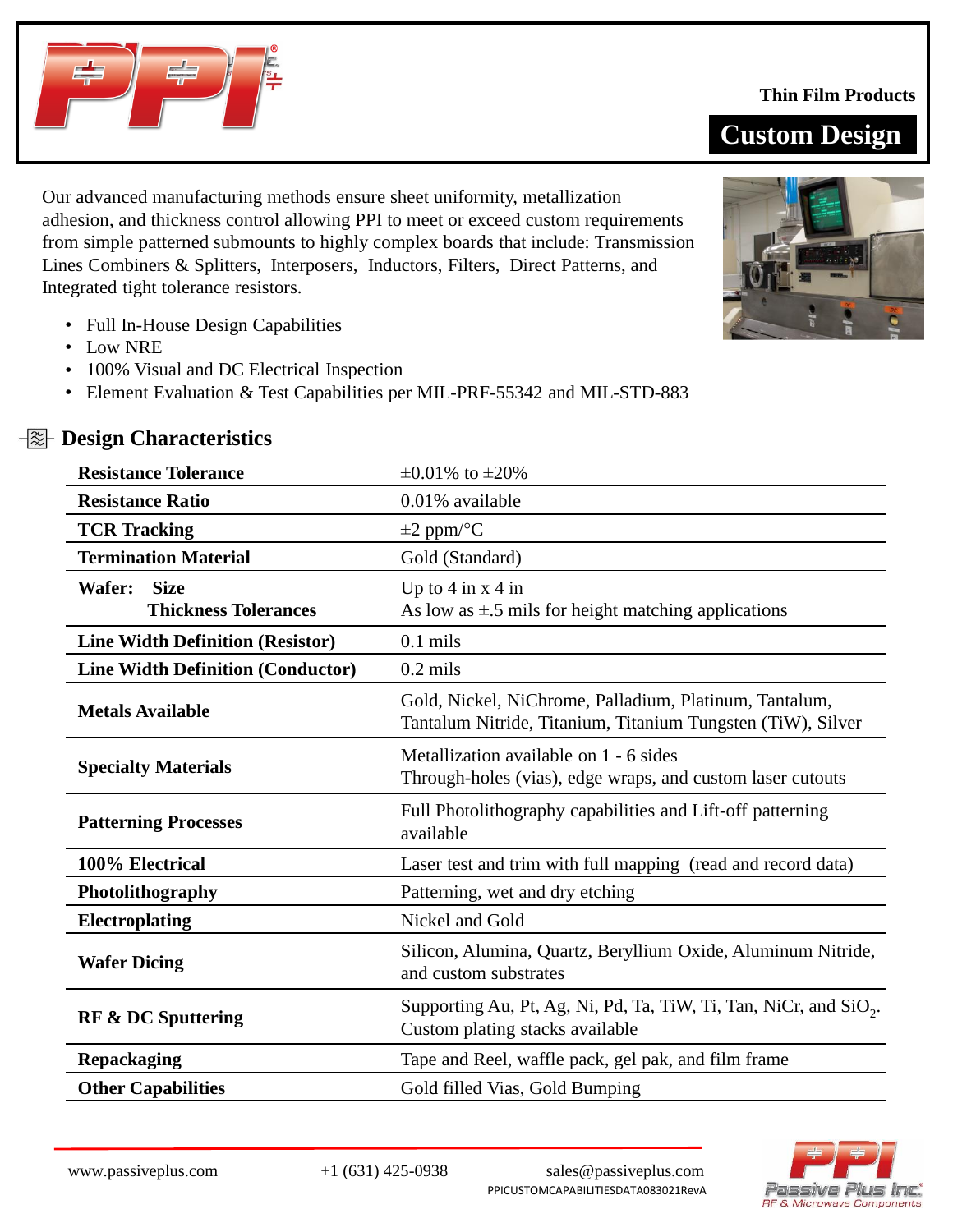Thin Film Products

# Custom Design

Our advanced manufacturing methods ensure sheet uniformity, metallization adhesion, and thickness control allowing PPI to meet or exceed custom requirements from simple patterned submounts to highly complex boards that include: Transmission Lines Combiners & Splitters, Interposers, Inductors, Filters, Direct Patterns, and Integrated tight tolerance resistors.

- Full In-House Design Capabilities
- Low NRE
- 100% Visual and DC Electrical Inspection
- Element Evaluation & Test Capabilities per MIL-PRF-55342 and MIL-STD-883

## Design Characteristics

| | |
|---|---|
| **Resistance Tolerance** | ±0.01% to ±20% |
| **Resistance Ratio** | 0.01% available |
| **TCR Tracking** | ±2 ppm/°C |
| **Termination Material** | Gold (Standard) |
| **Wafer: Size** | Up to 4 in x 4 in |
| **Thickness Tolerances** | As low as ±.5 mils for height matching applications |
| **Line Width Definition (Resistor)** | 0.1 mils |
| **Line Width Definition (Conductor)** | 0.2 mils |
| **Metals Available** | Gold, Nickel, NiChrome, Palladium, Platinum, Tantalum, Tantalum Nitride, Titanium, Titanium Tungsten (TiW), Silver |
| **Specialty Materials** | Metallization available on 1 - 6 sides<br>Through-holes (vias), edge wraps, and custom laser cutouts |
| **Patterning Processes** | Full Photolithography capabilities and Lift-off patterning available |
| **100% Electrical** | Laser test and trim with full mapping (read and record data) |
| **Photolithography** | Patterning, wet and dry etching |
| **Electroplating** | Nickel and Gold |
| **Wafer Dicing** | Silicon, Alumina, Quartz, Beryllium Oxide, Aluminum Nitride, and custom substrates |
| **RF & DC Sputtering** | Supporting Au, Pt, Ag, Ni, Pd, Ta, TiW, Ti, Tan, NiCr, and $SiO_2$. Custom plating stacks available |
| **Repackaging** | Tape and Reel, waffle pack, gel pak, and film frame |
| **Other Capabilities** | Gold filled Vias, Gold Bumping |

www.passiveplus.com +1 (631) 425-0938 sales@passiveplus.com

PPICUSTOMCAPABILITIESDATA083021RevA

Passive Plus Inc. RF & Microwave Components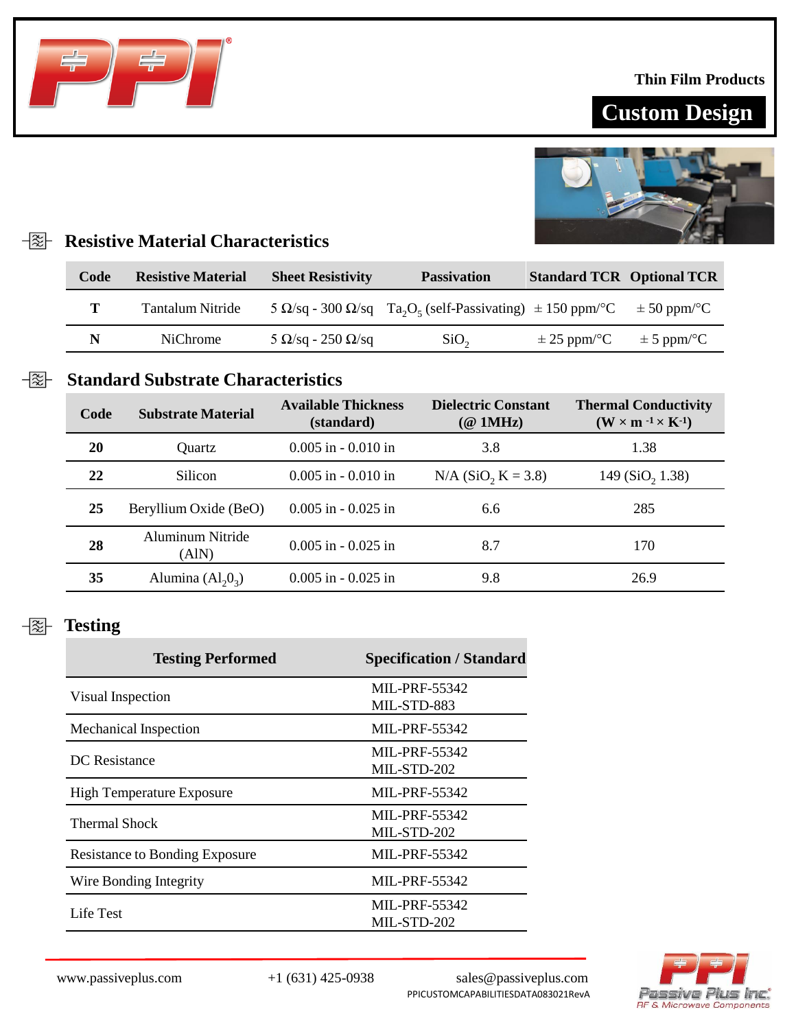Thin Film Products

**Custom Design**

## Resistive Material Characteristics

| Code | Resistive Material | Sheet Resistivity | Passivation | Standard TCR | Optional TCR |
|---|---|---|---|---|---|
| **T** | Tantalum Nitride | 5 Ω/sq - 300 Ω/sq | $Ta_2O_5$ (self-Passivating) | ± 150 ppm/°C | ± 50 ppm/°C |
| **N** | NiChrome | 5 Ω/sq - 250 Ω/sq | $SiO_2$ | ± 25 ppm/°C | ± 5 ppm/°C |

## Standard Substrate Characteristics

| Code | Substrate Material | Available Thickness (standard) | Dielectric Constant (@ 1MHz) | Thermal Conductivity ($W \times m^{-1} \times K^{-1}$) |
|---|---|---|---|---|
| **20** | Quartz | 0.005 in - 0.010 in | 3.8 | 1.38 |
| **22** | Silicon | 0.005 in - 0.010 in | N/A ($SiO_2$ K = 3.8) | 149 ($SiO_2$ 1.38) |
| **25** | Beryllium Oxide (BeO) | 0.005 in - 0.025 in | 6.6 | 285 |
| **28** | Aluminum Nitride (AlN) | 0.005 in - 0.025 in | 8.7 | 170 |
| **35** | Alumina ($Al_20_3$) | 0.005 in - 0.025 in | 9.8 | 26.9 |

## Testing

| Testing Performed | Specification / Standard |
|---|---|
| Visual Inspection | MIL-PRF-55342<br>MIL-STD-883 |
| Mechanical Inspection | MIL-PRF-55342 |
| DC Resistance | MIL-PRF-55342<br>MIL-STD-202 |
| High Temperature Exposure | MIL-PRF-55342 |
| Thermal Shock | MIL-PRF-55342<br>MIL-STD-202 |
| Resistance to Bonding Exposure | MIL-PRF-55342 |
| Wire Bonding Integrity | MIL-PRF-55342 |
| Life Test | MIL-PRF-55342<br>MIL-STD-202 |

www.passiveplus.com +1 (631) 425-0938 sales@passiveplus.com

PPICUSTOMCAPABILITIESDATA083021RevA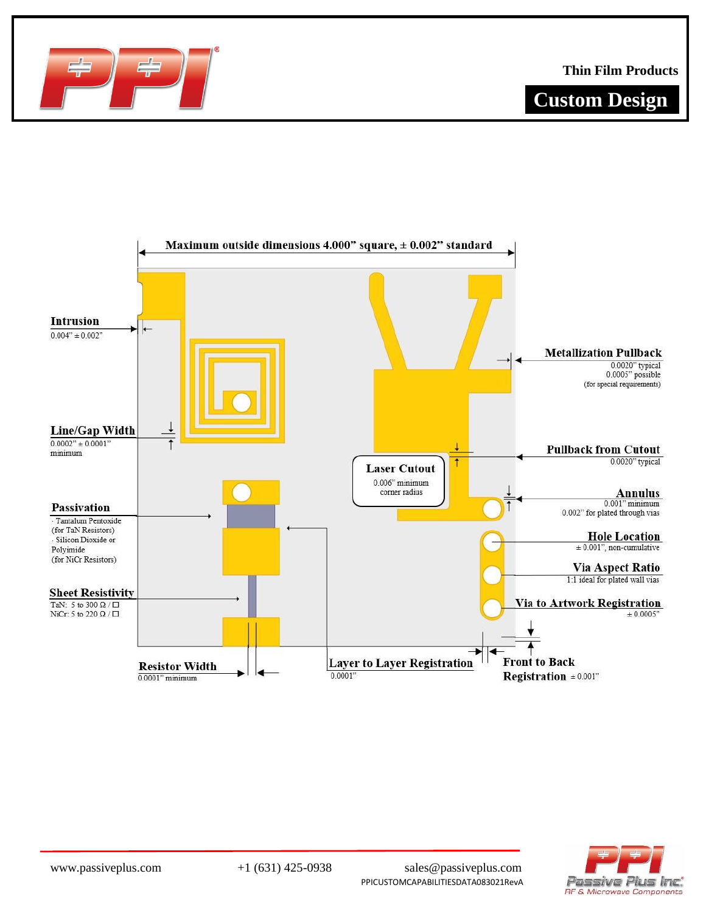Thin Film Products

# Custom Design

Maximum outside dimensions 4.000" square, ± 0.002" standard

**Intrusion**
0.004" ± 0.002"

**Metallization Pullback**
0.0020" typical
0.0005" possible
(for special requirements)

**Line/Gap Width**
0.0002" ± 0.0001"
minimum

**Pullback from Cutout**
0.0020" typical

**Laser Cutout**
0.006" minimum
corner radius

**Annulus**
0.001" minimum
0.002" for plated through vias

**Passivation**
· Tantalum Pentoxide
(for TaN Resistors)
· Silicon Dioxide or
Polyimide
(for NiCr Resistors)

**Hole Location**
± 0.001", non-cumulative

**Via Aspect Ratio**
1:1 ideal for plated wall vias

**Sheet Resistivity**
TaN: 5 to 300 Ω / □
NiCr: 5 to 220 Ω / □

**Via to Artwork Registration**
± 0.0005"

**Resistor Width**
0.0001" minimum

**Layer to Layer Registration**
0.0001"

**Front to Back Registration** ± 0.001"

www.passiveplus.com +1 (631) 425-0938 sales@passiveplus.com
PPICUSTOMCAPABILITIESDATA083021RevA